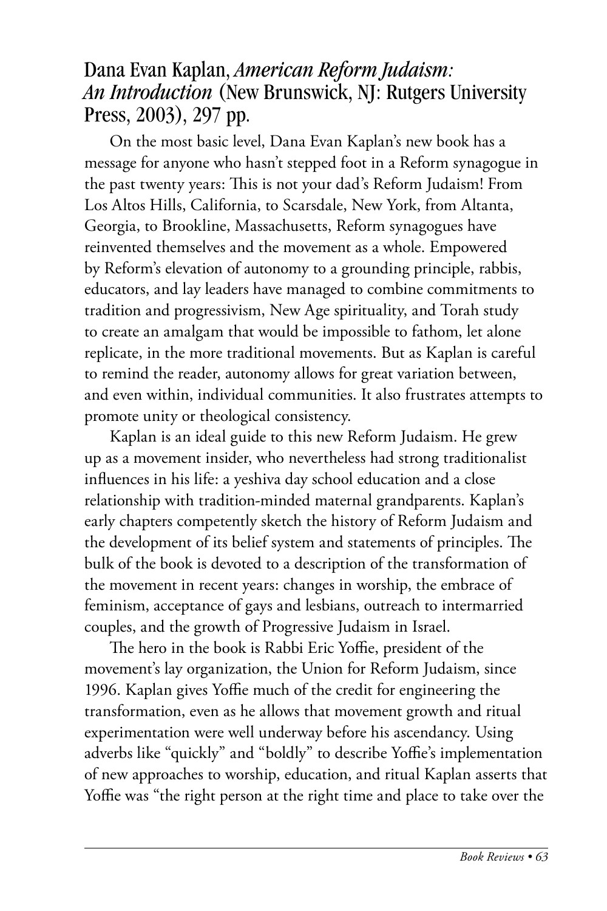## Dana Evan Kaplan, *American Reform Judaism: An Introduction* (New Brunswick, NJ: Rutgers University Press, 2003), 297 pp.

On the most basic level, Dana Evan Kaplan's new book has a message for anyone who hasn't stepped foot in a Reform synagogue in the past twenty years: This is not your dad's Reform Judaism! From Los Altos Hills, California, to Scarsdale, New York, from Altanta, Georgia, to Brookline, Massachusetts, Reform synagogues have reinvented themselves and the movement as a whole. Empowered by Reform's elevation of autonomy to a grounding principle, rabbis, educators, and lay leaders have managed to combine commitments to tradition and progressivism, New Age spirituality, and Torah study to create an amalgam that would be impossible to fathom, let alone replicate, in the more traditional movements. But as Kaplan is careful to remind the reader, autonomy allows for great variation between, and even within, individual communities. It also frustrates attempts to promote unity or theological consistency.

Kaplan is an ideal guide to this new Reform Judaism. He grew up as a movement insider, who nevertheless had strong traditionalist influences in his life: a yeshiva day school education and a close relationship with tradition-minded maternal grandparents. Kaplan's early chapters competently sketch the history of Reform Judaism and the development of its belief system and statements of principles. The bulk of the book is devoted to a description of the transformation of the movement in recent years: changes in worship, the embrace of feminism, acceptance of gays and lesbians, outreach to intermarried couples, and the growth of Progressive Judaism in Israel.

The hero in the book is Rabbi Eric Yoffie, president of the movement's lay organization, the Union for Reform Judaism, since 1996. Kaplan gives Yoffie much of the credit for engineering the transformation, even as he allows that movement growth and ritual experimentation were well underway before his ascendancy. Using adverbs like "quickly" and "boldly" to describe Yoffie's implementation of new approaches to worship, education, and ritual Kaplan asserts that Yoffie was "the right person at the right time and place to take over the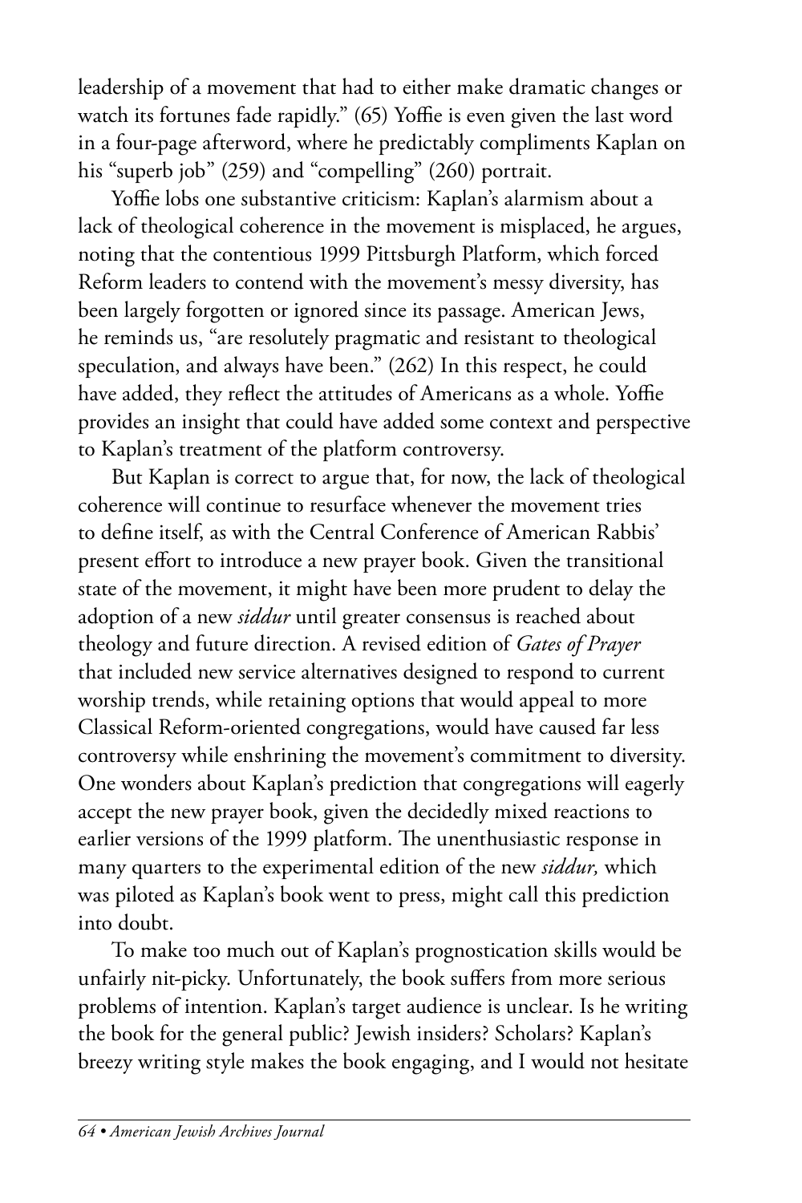leadership of a movement that had to either make dramatic changes or watch its fortunes fade rapidly." (65) Yoffie is even given the last word in a four-page afterword, where he predictably compliments Kaplan on his "superb job" (259) and "compelling" (260) portrait.

Yoffie lobs one substantive criticism: Kaplan's alarmism about a lack of theological coherence in the movement is misplaced, he argues, noting that the contentious 1999 Pittsburgh Platform, which forced Reform leaders to contend with the movement's messy diversity, has been largely forgotten or ignored since its passage. American Jews, he reminds us, "are resolutely pragmatic and resistant to theological speculation, and always have been." (262) In this respect, he could have added, they reflect the attitudes of Americans as a whole. Yoffie provides an insight that could have added some context and perspective to Kaplan's treatment of the platform controversy.

But Kaplan is correct to argue that, for now, the lack of theological coherence will continue to resurface whenever the movement tries to define itself, as with the Central Conference of American Rabbis' present effort to introduce a new prayer book. Given the transitional state of the movement, it might have been more prudent to delay the adoption of a new *siddur* until greater consensus is reached about theology and future direction. A revised edition of *Gates of Prayer* that included new service alternatives designed to respond to current worship trends, while retaining options that would appeal to more Classical Reform-oriented congregations, would have caused far less controversy while enshrining the movement's commitment to diversity. One wonders about Kaplan's prediction that congregations will eagerly accept the new prayer book, given the decidedly mixed reactions to earlier versions of the 1999 platform. The unenthusiastic response in many quarters to the experimental edition of the new *siddur,* which was piloted as Kaplan's book went to press, might call this prediction into doubt.

To make too much out of Kaplan's prognostication skills would be unfairly nit-picky. Unfortunately, the book suffers from more serious problems of intention. Kaplan's target audience is unclear. Is he writing the book for the general public? Jewish insiders? Scholars? Kaplan's breezy writing style makes the book engaging, and I would not hesitate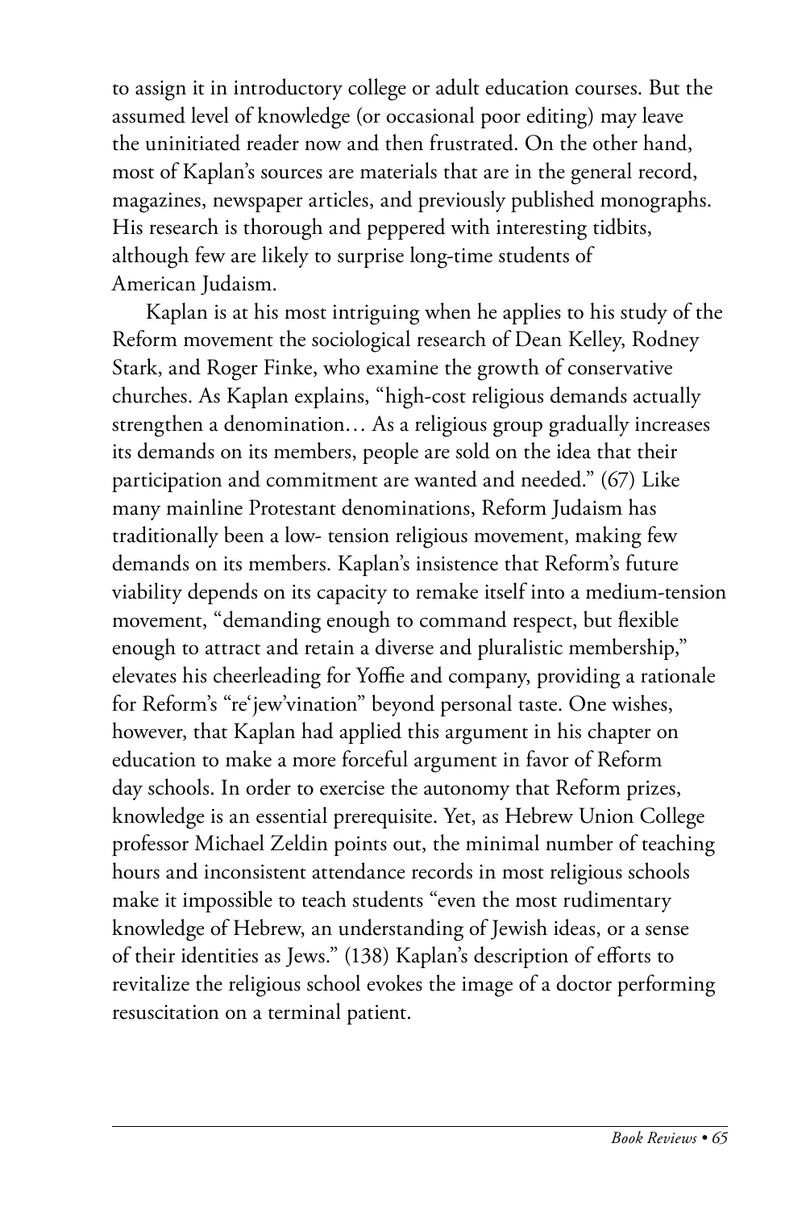to assign it in introductory college or adult education courses. But the assumed level of knowledge (or occasional poor editing) may leave the uninitiated reader now and then frustrated. On the other hand, most of Kaplan's sources are materials that are in the general record, magazines, newspaper articles, and previously published monographs. His research is thorough and peppered with interesting tidbits, although few are likely to surprise long-time students of American Judaism.

Kaplan is at his most intriguing when he applies to his study of the Reform movement the sociological research of Dean Kelley, Rodney Stark, and Roger Finke, who examine the growth of conservative churches. As Kaplan explains, "high-cost religious demands actually strengthen a denomination… As a religious group gradually increases its demands on its members, people are sold on the idea that their participation and commitment are wanted and needed." (67) Like many mainline Protestant denominations, Reform Judaism has traditionally been a low- tension religious movement, making few demands on its members. Kaplan's insistence that Reform's future viability depends on its capacity to remake itself into a medium-tension movement, "demanding enough to command respect, but flexible enough to attract and retain a diverse and pluralistic membership," elevates his cheerleading for Yoffie and company, providing a rationale for Reform's "re'jew'vination" beyond personal taste. One wishes, however, that Kaplan had applied this argument in his chapter on education to make a more forceful argument in favor of Reform day schools. In order to exercise the autonomy that Reform prizes, knowledge is an essential prerequisite. Yet, as Hebrew Union College professor Michael Zeldin points out, the minimal number of teaching hours and inconsistent attendance records in most religious schools make it impossible to teach students "even the most rudimentary knowledge of Hebrew, an understanding of Jewish ideas, or a sense of their identities as Jews." (138) Kaplan's description of efforts to revitalize the religious school evokes the image of a doctor performing resuscitation on a terminal patient.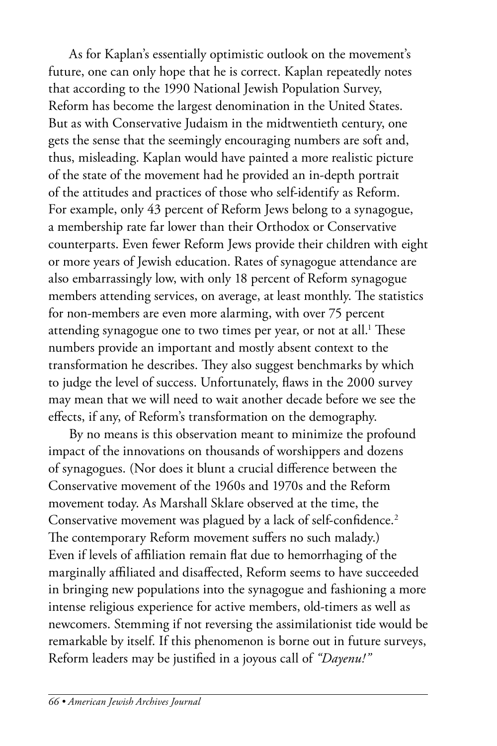As for Kaplan's essentially optimistic outlook on the movement's future, one can only hope that he is correct. Kaplan repeatedly notes that according to the 1990 National Jewish Population Survey, Reform has become the largest denomination in the United States. But as with Conservative Judaism in the midtwentieth century, one gets the sense that the seemingly encouraging numbers are soft and, thus, misleading. Kaplan would have painted a more realistic picture of the state of the movement had he provided an in-depth portrait of the attitudes and practices of those who self-identify as Reform. For example, only 43 percent of Reform Jews belong to a synagogue, a membership rate far lower than their Orthodox or Conservative counterparts. Even fewer Reform Jews provide their children with eight or more years of Jewish education. Rates of synagogue attendance are also embarrassingly low, with only 18 percent of Reform synagogue members attending services, on average, at least monthly. The statistics for non-members are even more alarming, with over 75 percent attending synagogue one to two times per year, or not at all.[1] These numbers provide an important and mostly absent context to the transformation he describes. They also suggest benchmarks by which to judge the level of success. Unfortunately, flaws in the 2000 survey may mean that we will need to wait another decade before we see the effects, if any, of Reform's transformation on the demography.

By no means is this observation meant to minimize the profound impact of the innovations on thousands of worshippers and dozens of synagogues. (Nor does it blunt a crucial difference between the Conservative movement of the 1960s and 1970s and the Reform movement today. As Marshall Sklare observed at the time, the Conservative movement was plagued by a lack of self-confidence.[2] The contemporary Reform movement suffers no such malady.) Even if levels of affiliation remain flat due to hemorrhaging of the marginally affiliated and disaffected, Reform seems to have succeeded in bringing new populations into the synagogue and fashioning a more intense religious experience for active members, old-timers as well as newcomers. Stemming if not reversing the assimilationist tide would be remarkable by itself. If this phenomenon is borne out in future surveys, Reform leaders may be justified in a joyous call of *"Dayenu!"*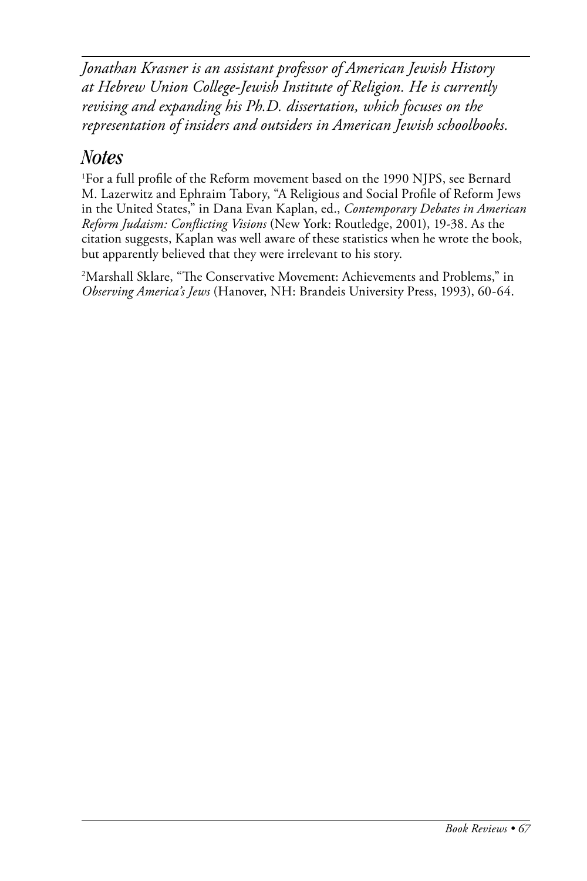*Jonathan Krasner is an assistant professor of American Jewish History at Hebrew Union College-Jewish Institute of Religion. He is currently revising and expanding his Ph.D. dissertation, which focuses on the representation of insiders and outsiders in American Jewish schoolbooks.*

## Notes

[1]For a full profile of the Reform movement based on the 1990 NJPS, see Bernard M. Lazerwitz and Ephraim Tabory, "A Religious and Social Profile of Reform Jews in the United States," in Dana Evan Kaplan, ed., *Contemporary Debates in American Reform Judaism: Conflicting Visions* (New York: Routledge, 2001), 19-38. As the citation suggests, Kaplan was well aware of these statistics when he wrote the book, but apparently believed that they were irrelevant to his story.

[2]Marshall Sklare, "The Conservative Movement: Achievements and Problems," in *Observing America's Jews* (Hanover, NH: Brandeis University Press, 1993), 60-64.